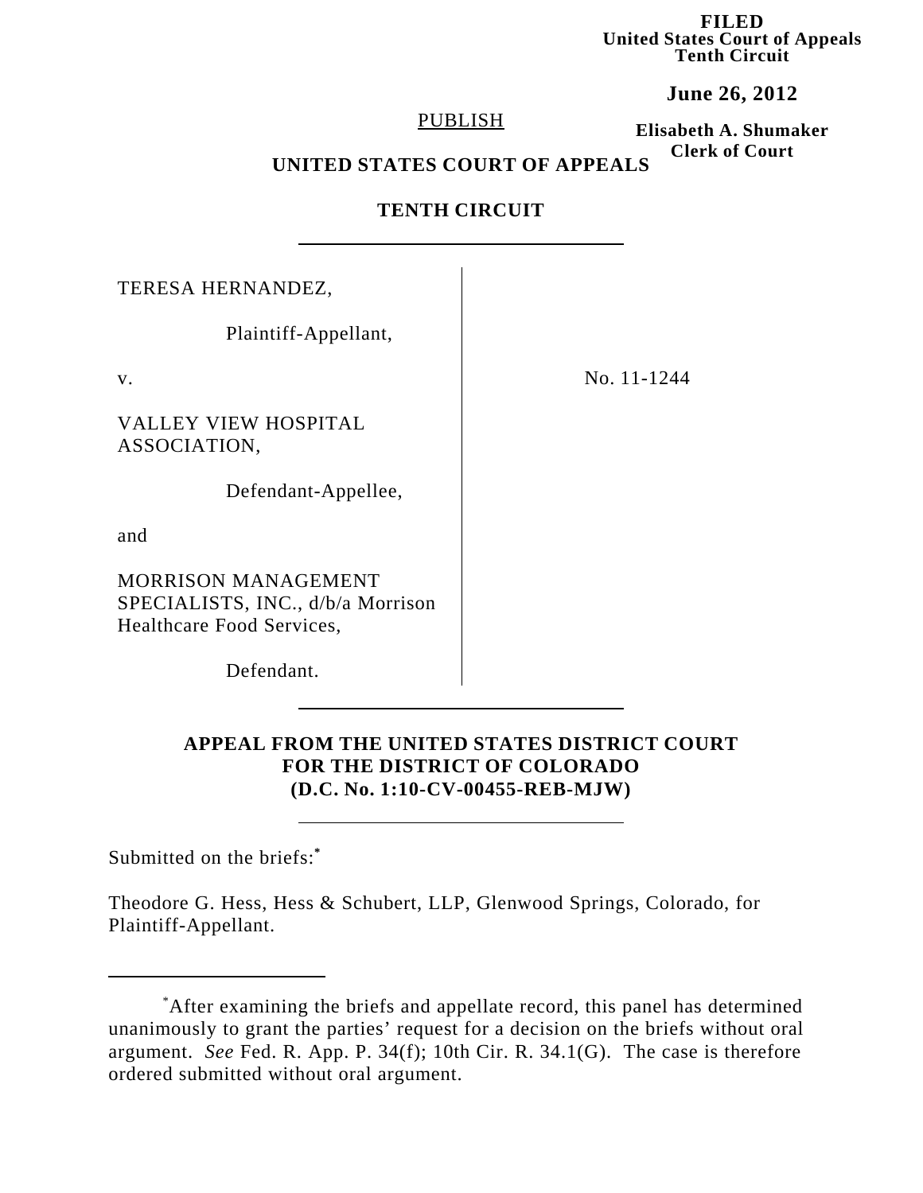**FILED**
**United States Court of Appeals**
**Tenth Circuit**

**June 26, 2012**

**Elisabeth A. Shumaker**
**Clerk of Court**

PUBLISH

**UNITED STATES COURT OF APPEALS**

**TENTH CIRCUIT**

---

TERESA HERNANDEZ,

Plaintiff-Appellant,

v.

VALLEY VIEW HOSPITAL ASSOCIATION,

Defendant-Appellee,

and

MORRISON MANAGEMENT SPECIALISTS, INC., d/b/a Morrison Healthcare Food Services,

Defendant.

No. 11-1244

---

**APPEAL FROM THE UNITED STATES DISTRICT COURT FOR THE DISTRICT OF COLORADO (D.C. No. 1:10-CV-00455-REB-MJW)**

---

Submitted on the briefs:*

Theodore G. Hess, Hess & Schubert, LLP, Glenwood Springs, Colorado, for Plaintiff-Appellant.

---

*After examining the briefs and appellate record, this panel has determined unanimously to grant the parties' request for a decision on the briefs without oral argument. *See* Fed. R. App. P. 34(f); 10th Cir. R. 34.1(G). The case is therefore ordered submitted without oral argument.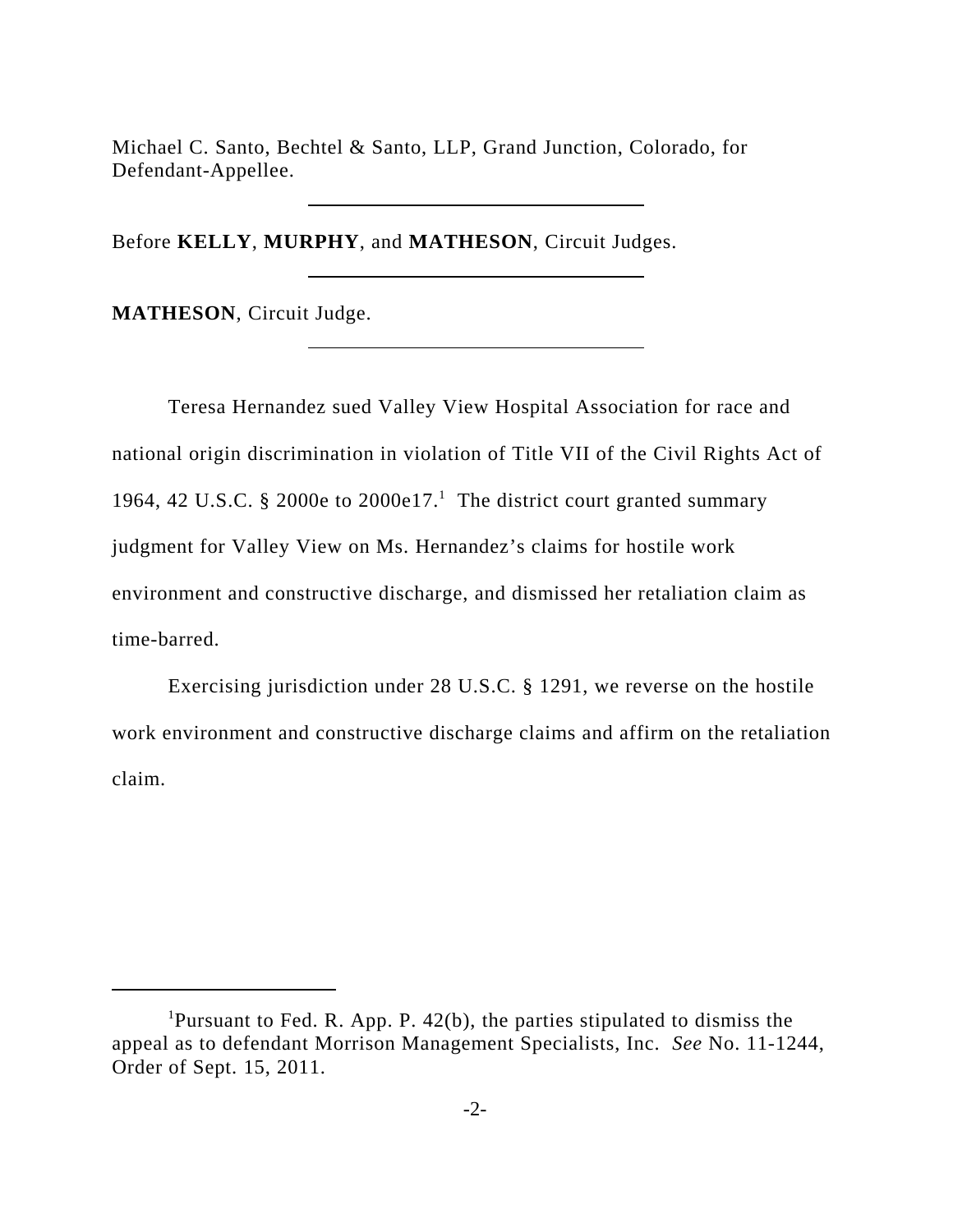Michael C. Santo, Bechtel & Santo, LLP, Grand Junction, Colorado, for Defendant-Appellee.

---

Before **KELLY**, **MURPHY**, and **MATHESON**, Circuit Judges.

---

**MATHESON**, Circuit Judge.

---

Teresa Hernandez sued Valley View Hospital Association for race and national origin discrimination in violation of Title VII of the Civil Rights Act of 1964, 42 U.S.C. § 2000e to 2000e17.[1] The district court granted summary judgment for Valley View on Ms. Hernandez's claims for hostile work environment and constructive discharge, and dismissed her retaliation claim as time-barred.

Exercising jurisdiction under 28 U.S.C. § 1291, we reverse on the hostile work environment and constructive discharge claims and affirm on the retaliation claim.

---

[1] Pursuant to Fed. R. App. P. 42(b), the parties stipulated to dismiss the appeal as to defendant Morrison Management Specialists, Inc. *See* No. 11-1244, Order of Sept. 15, 2011.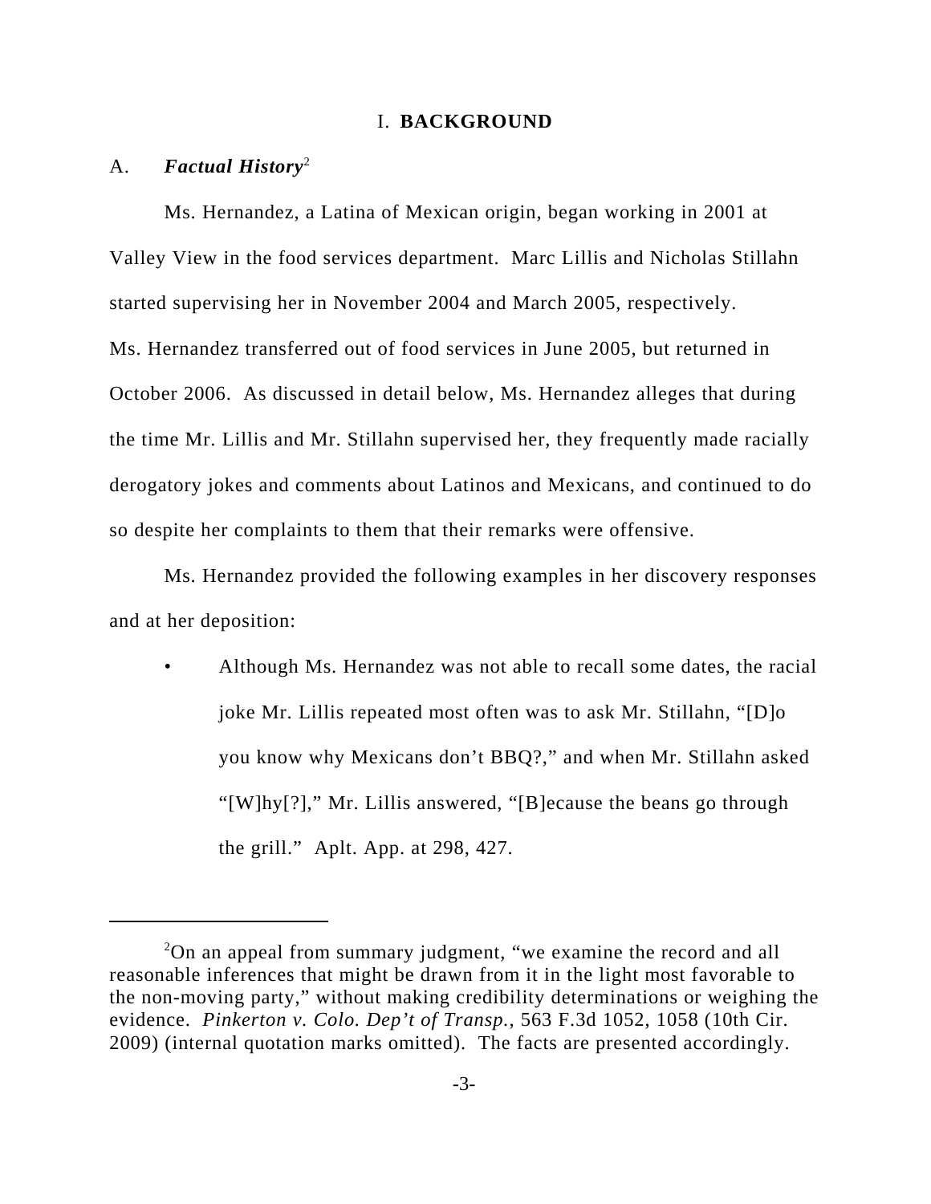# I. BACKGROUND

## A. *Factual History*[2]

Ms. Hernandez, a Latina of Mexican origin, began working in 2001 at Valley View in the food services department. Marc Lillis and Nicholas Stillahn started supervising her in November 2004 and March 2005, respectively. Ms. Hernandez transferred out of food services in June 2005, but returned in October 2006. As discussed in detail below, Ms. Hernandez alleges that during the time Mr. Lillis and Mr. Stillahn supervised her, they frequently made racially derogatory jokes and comments about Latinos and Mexicans, and continued to do so despite her complaints to them that their remarks were offensive.

Ms. Hernandez provided the following examples in her discovery responses and at her deposition:

- Although Ms. Hernandez was not able to recall some dates, the racial joke Mr. Lillis repeated most often was to ask Mr. Stillahn, "[D]o you know why Mexicans don't BBQ?," and when Mr. Stillahn asked "[W]hy[?]," Mr. Lillis answered, "[B]ecause the beans go through the grill." Aplt. App. at 298, 427.

---

[2] On an appeal from summary judgment, "we examine the record and all reasonable inferences that might be drawn from it in the light most favorable to the non-moving party," without making credibility determinations or weighing the evidence. *Pinkerton v. Colo. Dep't of Transp.*, 563 F.3d 1052, 1058 (10th Cir. 2009) (internal quotation marks omitted). The facts are presented accordingly.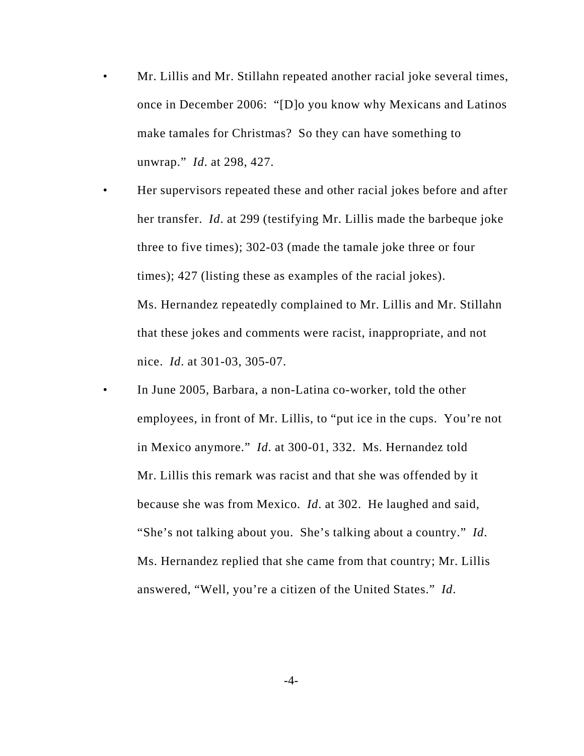- Mr. Lillis and Mr. Stillahn repeated another racial joke several times, once in December 2006: "[D]o you know why Mexicans and Latinos make tamales for Christmas? So they can have something to unwrap." *Id*. at 298, 427.
- Her supervisors repeated these and other racial jokes before and after her transfer. *Id*. at 299 (testifying Mr. Lillis made the barbeque joke three to five times); 302-03 (made the tamale joke three or four times); 427 (listing these as examples of the racial jokes). Ms. Hernandez repeatedly complained to Mr. Lillis and Mr. Stillahn that these jokes and comments were racist, inappropriate, and not nice. *Id*. at 301-03, 305-07.
- In June 2005, Barbara, a non-Latina co-worker, told the other employees, in front of Mr. Lillis, to "put ice in the cups. You're not in Mexico anymore." *Id*. at 300-01, 332. Ms. Hernandez told Mr. Lillis this remark was racist and that she was offended by it because she was from Mexico. *Id*. at 302. He laughed and said, "She's not talking about you. She's talking about a country." *Id*. Ms. Hernandez replied that she came from that country; Mr. Lillis answered, "Well, you're a citizen of the United States." *Id*.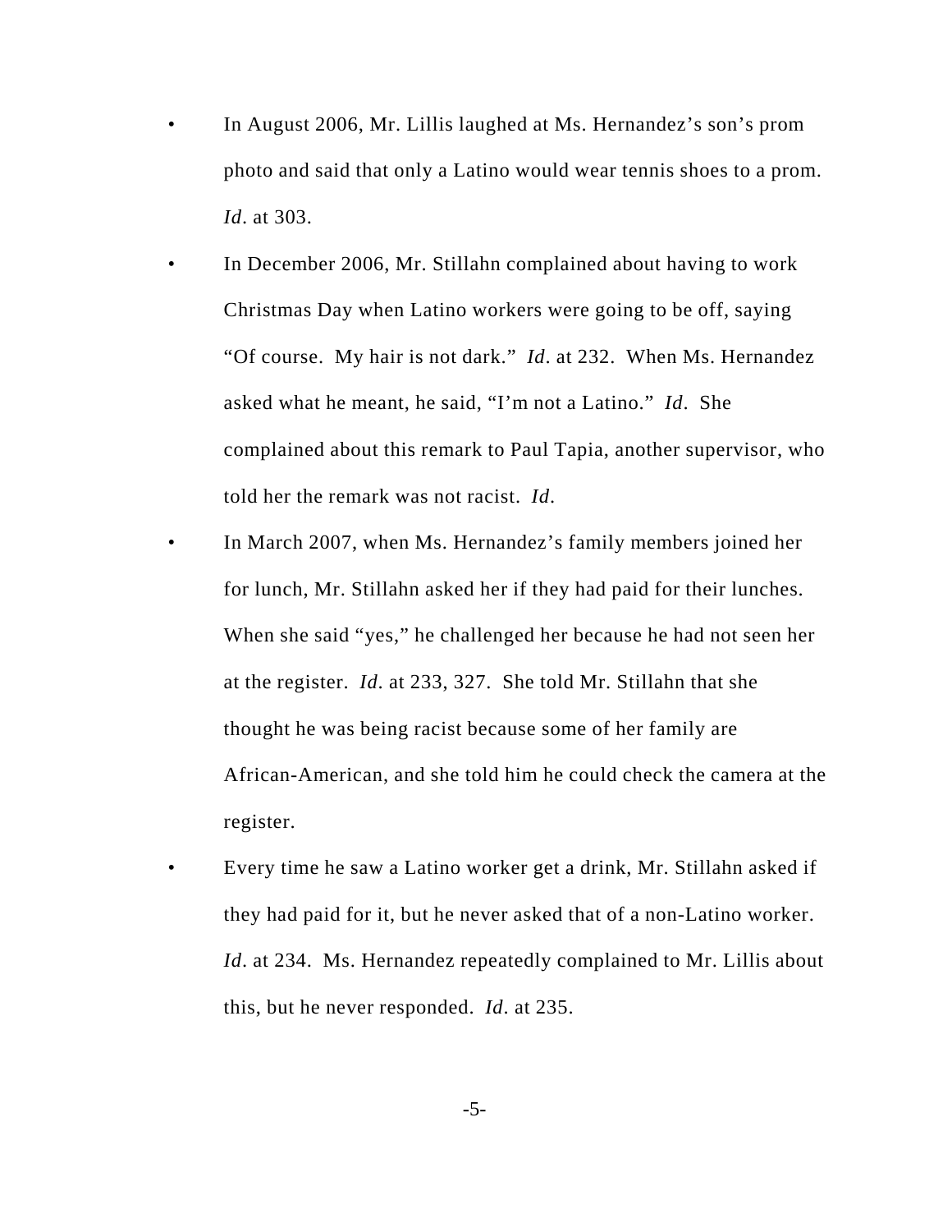- In August 2006, Mr. Lillis laughed at Ms. Hernandez's son's prom photo and said that only a Latino would wear tennis shoes to a prom. *Id*. at 303.
- In December 2006, Mr. Stillahn complained about having to work Christmas Day when Latino workers were going to be off, saying "Of course. My hair is not dark." *Id*. at 232. When Ms. Hernandez asked what he meant, he said, "I'm not a Latino." *Id*. She complained about this remark to Paul Tapia, another supervisor, who told her the remark was not racist. *Id*.
- In March 2007, when Ms. Hernandez's family members joined her for lunch, Mr. Stillahn asked her if they had paid for their lunches. When she said "yes," he challenged her because he had not seen her at the register. *Id*. at 233, 327. She told Mr. Stillahn that she thought he was being racist because some of her family are African-American, and she told him he could check the camera at the register.
- Every time he saw a Latino worker get a drink, Mr. Stillahn asked if they had paid for it, but he never asked that of a non-Latino worker. *Id*. at 234. Ms. Hernandez repeatedly complained to Mr. Lillis about this, but he never responded. *Id*. at 235.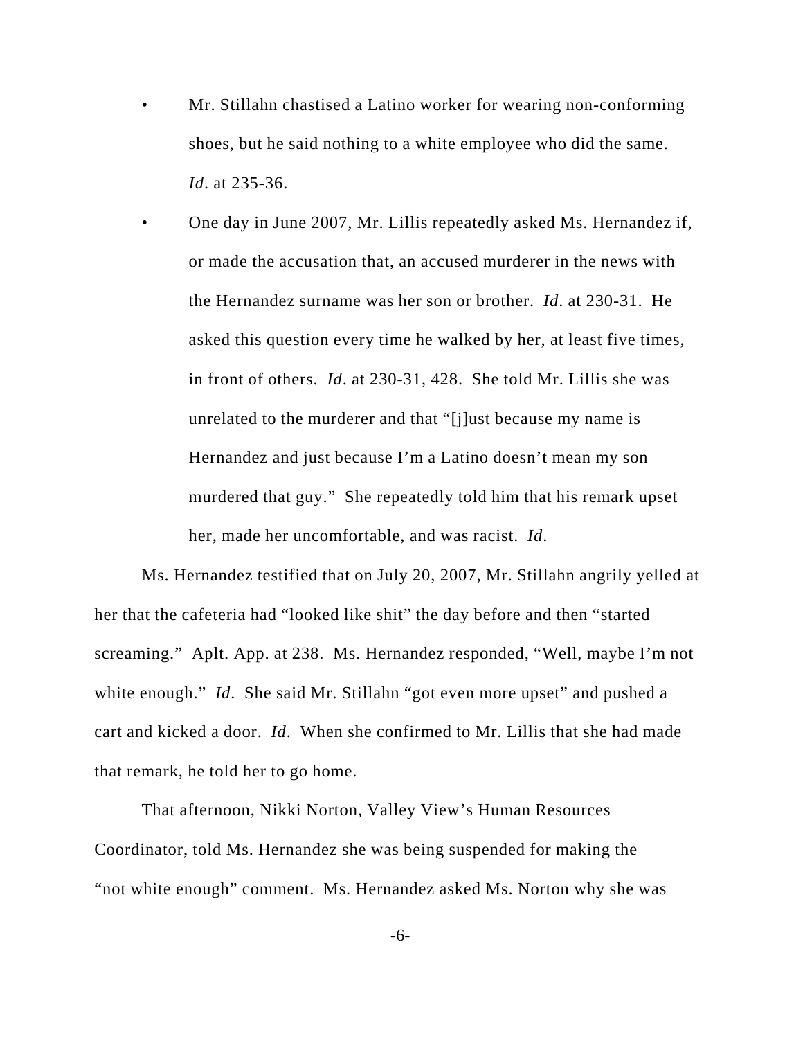- Mr. Stillahn chastised a Latino worker for wearing non-conforming shoes, but he said nothing to a white employee who did the same. *Id*. at 235-36.
- One day in June 2007, Mr. Lillis repeatedly asked Ms. Hernandez if, or made the accusation that, an accused murderer in the news with the Hernandez surname was her son or brother. *Id*. at 230-31. He asked this question every time he walked by her, at least five times, in front of others. *Id*. at 230-31, 428. She told Mr. Lillis she was unrelated to the murderer and that "[j]ust because my name is Hernandez and just because I'm a Latino doesn't mean my son murdered that guy." She repeatedly told him that his remark upset her, made her uncomfortable, and was racist. *Id*.

Ms. Hernandez testified that on July 20, 2007, Mr. Stillahn angrily yelled at her that the cafeteria had "looked like shit" the day before and then "started screaming." Aplt. App. at 238. Ms. Hernandez responded, "Well, maybe I'm not white enough." *Id*. She said Mr. Stillahn "got even more upset" and pushed a cart and kicked a door. *Id*. When she confirmed to Mr. Lillis that she had made that remark, he told her to go home.

That afternoon, Nikki Norton, Valley View's Human Resources Coordinator, told Ms. Hernandez she was being suspended for making the "not white enough" comment. Ms. Hernandez asked Ms. Norton why she was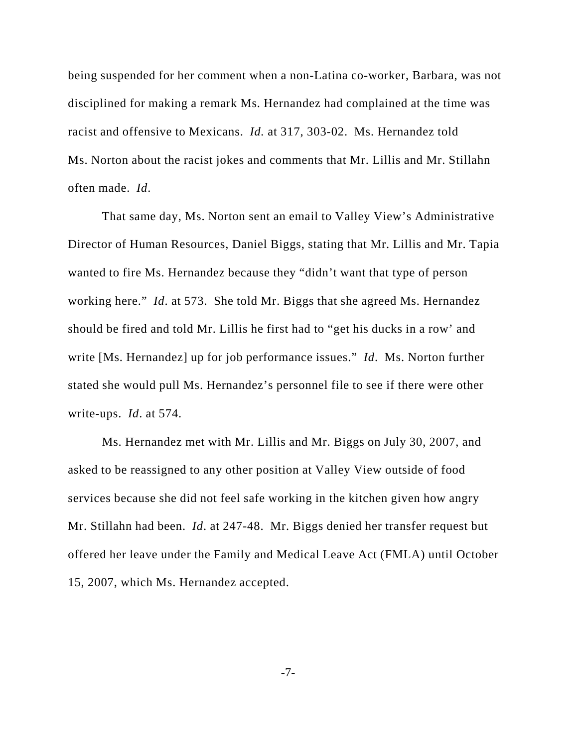being suspended for her comment when a non-Latina co-worker, Barbara, was not disciplined for making a remark Ms. Hernandez had complained at the time was racist and offensive to Mexicans. *Id.* at 317, 303-02. Ms. Hernandez told Ms. Norton about the racist jokes and comments that Mr. Lillis and Mr. Stillahn often made. *Id*.

That same day, Ms. Norton sent an email to Valley View's Administrative Director of Human Resources, Daniel Biggs, stating that Mr. Lillis and Mr. Tapia wanted to fire Ms. Hernandez because they "didn't want that type of person working here." *Id*. at 573. She told Mr. Biggs that she agreed Ms. Hernandez should be fired and told Mr. Lillis he first had to "get his ducks in a row' and write [Ms. Hernandez] up for job performance issues." *Id*. Ms. Norton further stated she would pull Ms. Hernandez's personnel file to see if there were other write-ups. *Id*. at 574.

Ms. Hernandez met with Mr. Lillis and Mr. Biggs on July 30, 2007, and asked to be reassigned to any other position at Valley View outside of food services because she did not feel safe working in the kitchen given how angry Mr. Stillahn had been. *Id*. at 247-48. Mr. Biggs denied her transfer request but offered her leave under the Family and Medical Leave Act (FMLA) until October 15, 2007, which Ms. Hernandez accepted.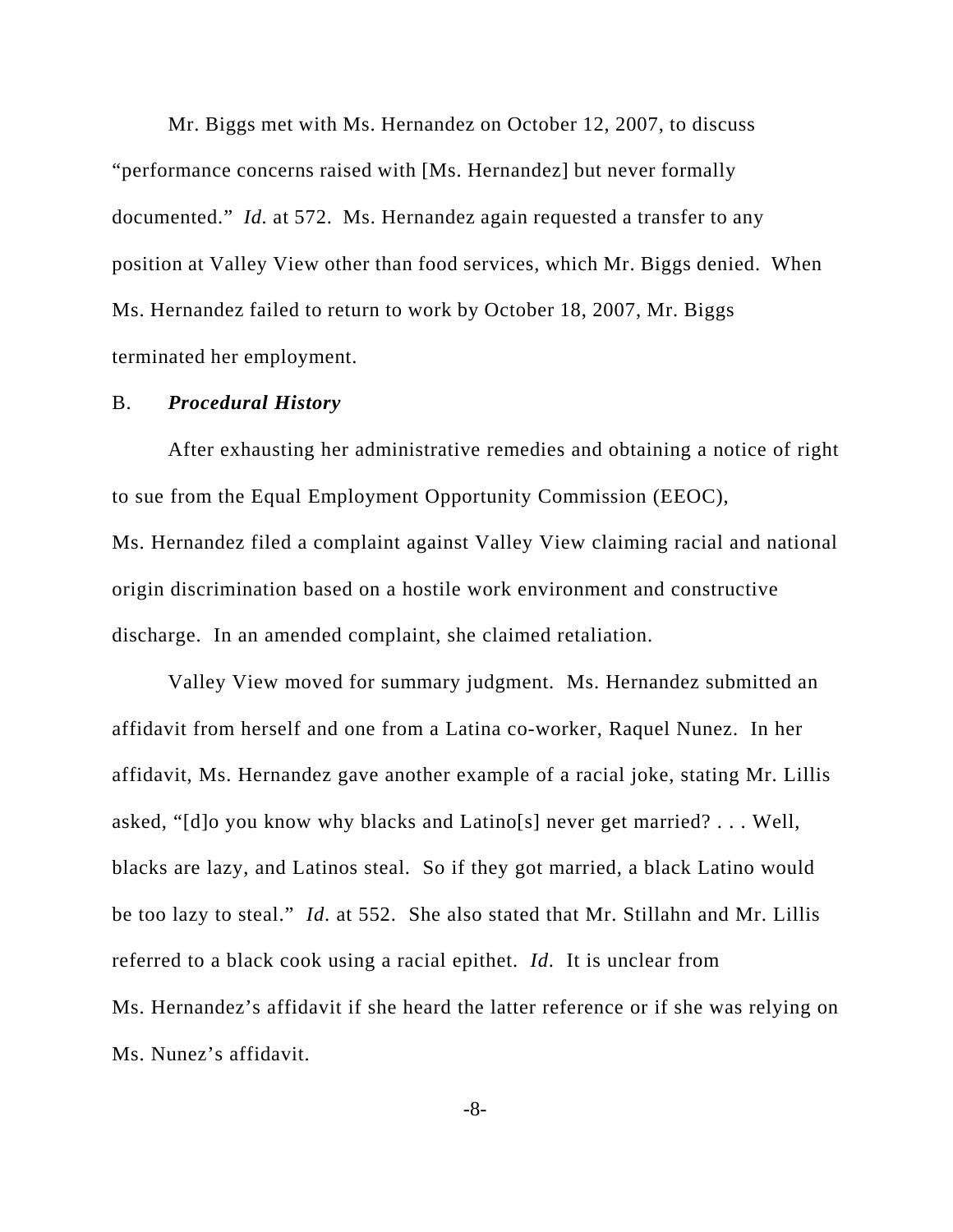Mr. Biggs met with Ms. Hernandez on October 12, 2007, to discuss "performance concerns raised with [Ms. Hernandez] but never formally documented." *Id.* at 572. Ms. Hernandez again requested a transfer to any position at Valley View other than food services, which Mr. Biggs denied. When Ms. Hernandez failed to return to work by October 18, 2007, Mr. Biggs terminated her employment.

B. ***Procedural History***

After exhausting her administrative remedies and obtaining a notice of right to sue from the Equal Employment Opportunity Commission (EEOC), Ms. Hernandez filed a complaint against Valley View claiming racial and national origin discrimination based on a hostile work environment and constructive discharge. In an amended complaint, she claimed retaliation.

Valley View moved for summary judgment. Ms. Hernandez submitted an affidavit from herself and one from a Latina co-worker, Raquel Nunez. In her affidavit, Ms. Hernandez gave another example of a racial joke, stating Mr. Lillis asked, "[d]o you know why blacks and Latino[s] never get married? . . . Well, blacks are lazy, and Latinos steal. So if they got married, a black Latino would be too lazy to steal." *Id.* at 552. She also stated that Mr. Stillahn and Mr. Lillis referred to a black cook using a racial epithet. *Id.* It is unclear from Ms. Hernandez's affidavit if she heard the latter reference or if she was relying on Ms. Nunez's affidavit.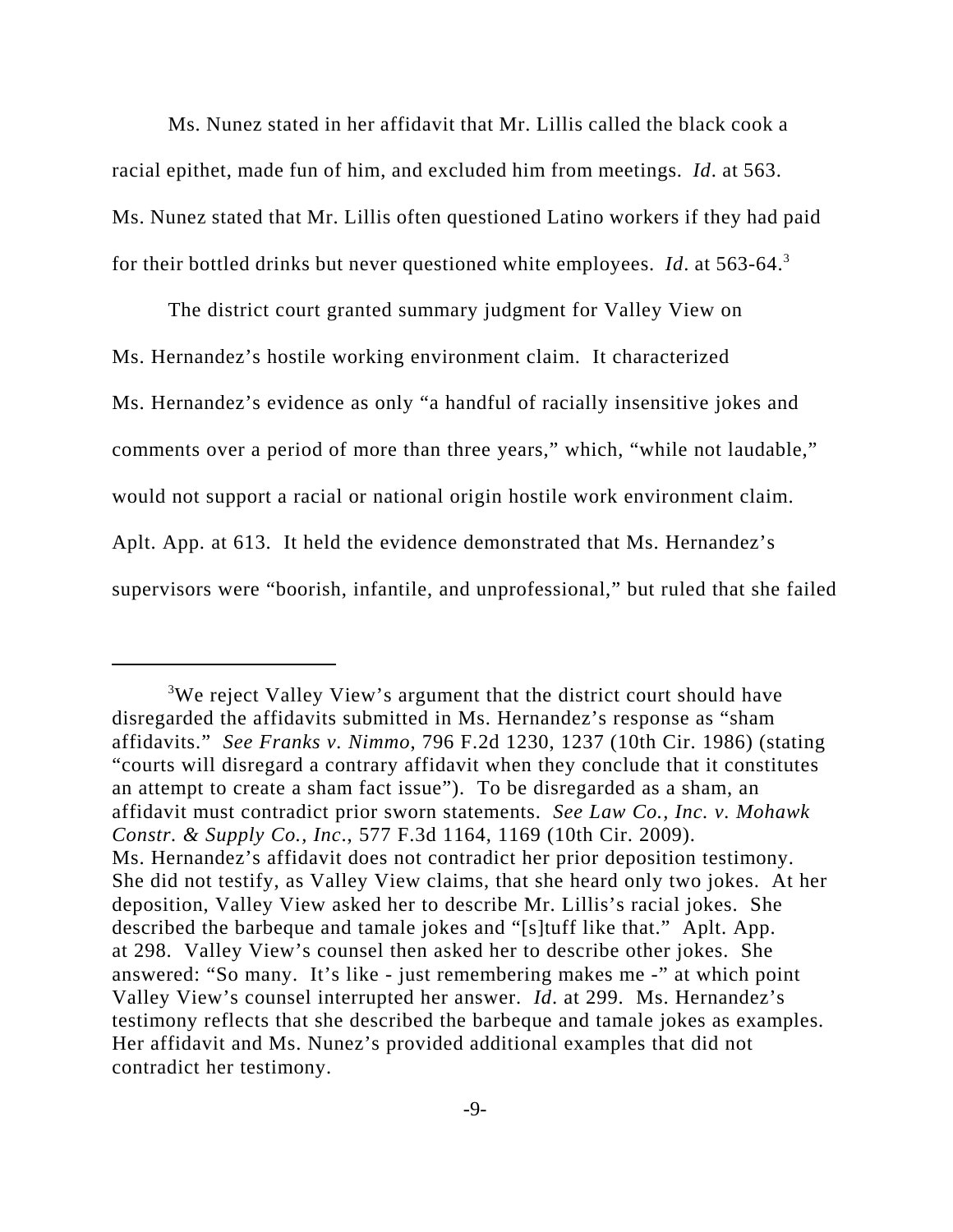Ms. Nunez stated in her affidavit that Mr. Lillis called the black cook a racial epithet, made fun of him, and excluded him from meetings. *Id*. at 563. Ms. Nunez stated that Mr. Lillis often questioned Latino workers if they had paid for their bottled drinks but never questioned white employees. *Id*. at 563-64.[3]

The district court granted summary judgment for Valley View on Ms. Hernandez's hostile working environment claim. It characterized Ms. Hernandez's evidence as only "a handful of racially insensitive jokes and comments over a period of more than three years," which, "while not laudable," would not support a racial or national origin hostile work environment claim. Aplt. App. at 613. It held the evidence demonstrated that Ms. Hernandez's supervisors were "boorish, infantile, and unprofessional," but ruled that she failed

---

[3]We reject Valley View's argument that the district court should have disregarded the affidavits submitted in Ms. Hernandez's response as "sham affidavits." *See Franks v. Nimmo*, 796 F.2d 1230, 1237 (10th Cir. 1986) (stating "courts will disregard a contrary affidavit when they conclude that it constitutes an attempt to create a sham fact issue"). To be disregarded as a sham, an affidavit must contradict prior sworn statements. *See Law Co., Inc. v. Mohawk Constr. & Supply Co., Inc*., 577 F.3d 1164, 1169 (10th Cir. 2009). Ms. Hernandez's affidavit does not contradict her prior deposition testimony. She did not testify, as Valley View claims, that she heard only two jokes. At her deposition, Valley View asked her to describe Mr. Lillis's racial jokes. She described the barbeque and tamale jokes and "[s]tuff like that." Aplt. App. at 298. Valley View's counsel then asked her to describe other jokes. She answered: "So many. It's like - just remembering makes me -" at which point Valley View's counsel interrupted her answer. *Id*. at 299. Ms. Hernandez's testimony reflects that she described the barbeque and tamale jokes as examples. Her affidavit and Ms. Nunez's provided additional examples that did not contradict her testimony.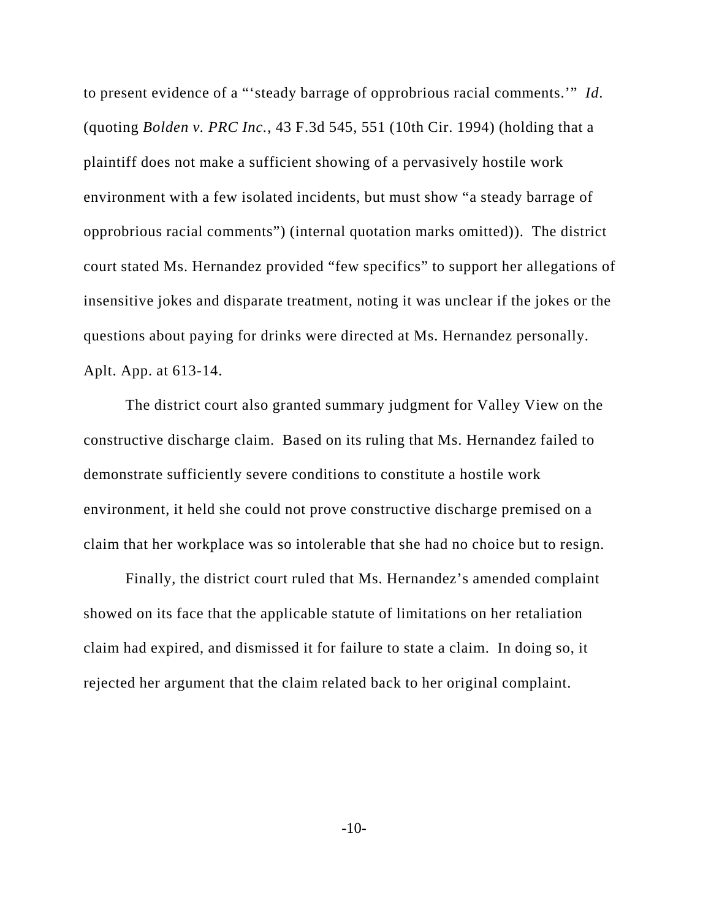to present evidence of a "'steady barrage of opprobrious racial comments.'" *Id.* (quoting *Bolden v. PRC Inc.*, 43 F.3d 545, 551 (10th Cir. 1994) (holding that a plaintiff does not make a sufficient showing of a pervasively hostile work environment with a few isolated incidents, but must show "a steady barrage of opprobrious racial comments") (internal quotation marks omitted)). The district court stated Ms. Hernandez provided "few specifics" to support her allegations of insensitive jokes and disparate treatment, noting it was unclear if the jokes or the questions about paying for drinks were directed at Ms. Hernandez personally. Aplt. App. at 613-14.

The district court also granted summary judgment for Valley View on the constructive discharge claim. Based on its ruling that Ms. Hernandez failed to demonstrate sufficiently severe conditions to constitute a hostile work environment, it held she could not prove constructive discharge premised on a claim that her workplace was so intolerable that she had no choice but to resign.

Finally, the district court ruled that Ms. Hernandez's amended complaint showed on its face that the applicable statute of limitations on her retaliation claim had expired, and dismissed it for failure to state a claim. In doing so, it rejected her argument that the claim related back to her original complaint.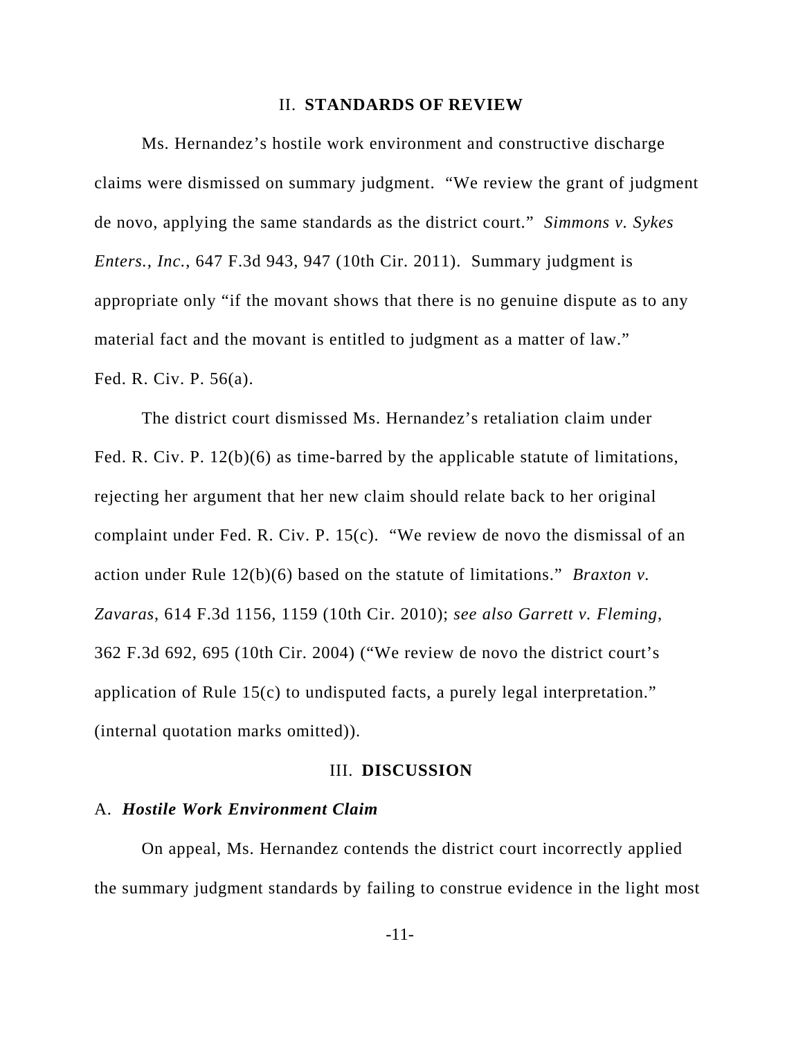## II. **STANDARDS OF REVIEW**

Ms. Hernandez's hostile work environment and constructive discharge claims were dismissed on summary judgment. "We review the grant of judgment de novo, applying the same standards as the district court." *Simmons v. Sykes Enters., Inc.*, 647 F.3d 943, 947 (10th Cir. 2011). Summary judgment is appropriate only "if the movant shows that there is no genuine dispute as to any material fact and the movant is entitled to judgment as a matter of law." Fed. R. Civ. P. 56(a).

The district court dismissed Ms. Hernandez's retaliation claim under Fed. R. Civ. P. 12(b)(6) as time-barred by the applicable statute of limitations, rejecting her argument that her new claim should relate back to her original complaint under Fed. R. Civ. P. 15(c). "We review de novo the dismissal of an action under Rule 12(b)(6) based on the statute of limitations." *Braxton v. Zavaras*, 614 F.3d 1156, 1159 (10th Cir. 2010); *see also Garrett v. Fleming*, 362 F.3d 692, 695 (10th Cir. 2004) ("We review de novo the district court's application of Rule 15(c) to undisputed facts, a purely legal interpretation." (internal quotation marks omitted)).

## III. **DISCUSSION**

### A. ***Hostile Work Environment Claim***

On appeal, Ms. Hernandez contends the district court incorrectly applied the summary judgment standards by failing to construe evidence in the light most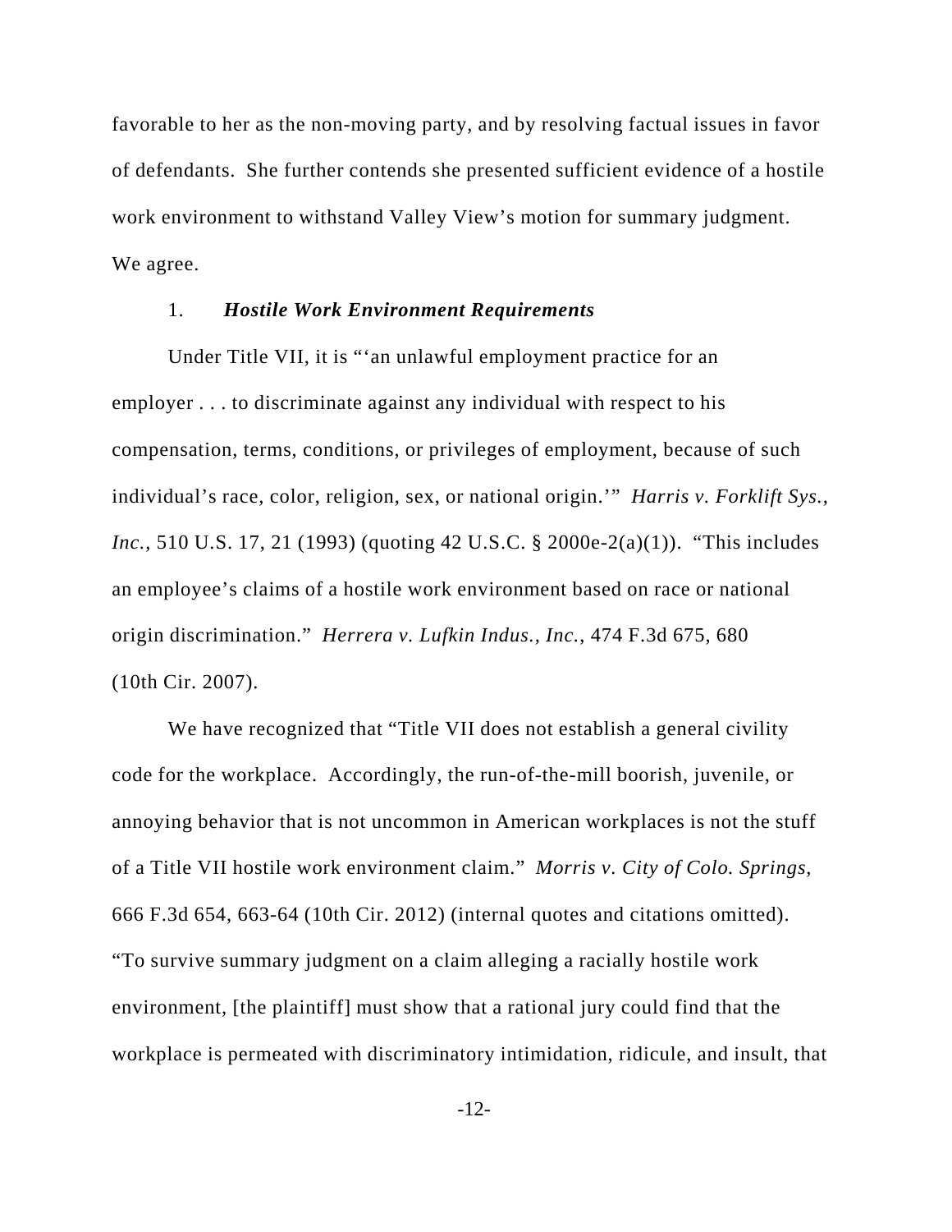favorable to her as the non-moving party, and by resolving factual issues in favor of defendants. She further contends she presented sufficient evidence of a hostile work environment to withstand Valley View's motion for summary judgment. We agree.

1. ***Hostile Work Environment Requirements***

Under Title VII, it is "'an unlawful employment practice for an employer . . . to discriminate against any individual with respect to his compensation, terms, conditions, or privileges of employment, because of such individual's race, color, religion, sex, or national origin.'" *Harris v. Forklift Sys., Inc.*, 510 U.S. 17, 21 (1993) (quoting 42 U.S.C. § 2000e-2(a)(1)). "This includes an employee's claims of a hostile work environment based on race or national origin discrimination." *Herrera v. Lufkin Indus., Inc.*, 474 F.3d 675, 680 (10th Cir. 2007).

We have recognized that "Title VII does not establish a general civility code for the workplace. Accordingly, the run-of-the-mill boorish, juvenile, or annoying behavior that is not uncommon in American workplaces is not the stuff of a Title VII hostile work environment claim." *Morris v. City of Colo. Springs*, 666 F.3d 654, 663-64 (10th Cir. 2012) (internal quotes and citations omitted). "To survive summary judgment on a claim alleging a racially hostile work environment, [the plaintiff] must show that a rational jury could find that the workplace is permeated with discriminatory intimidation, ridicule, and insult, that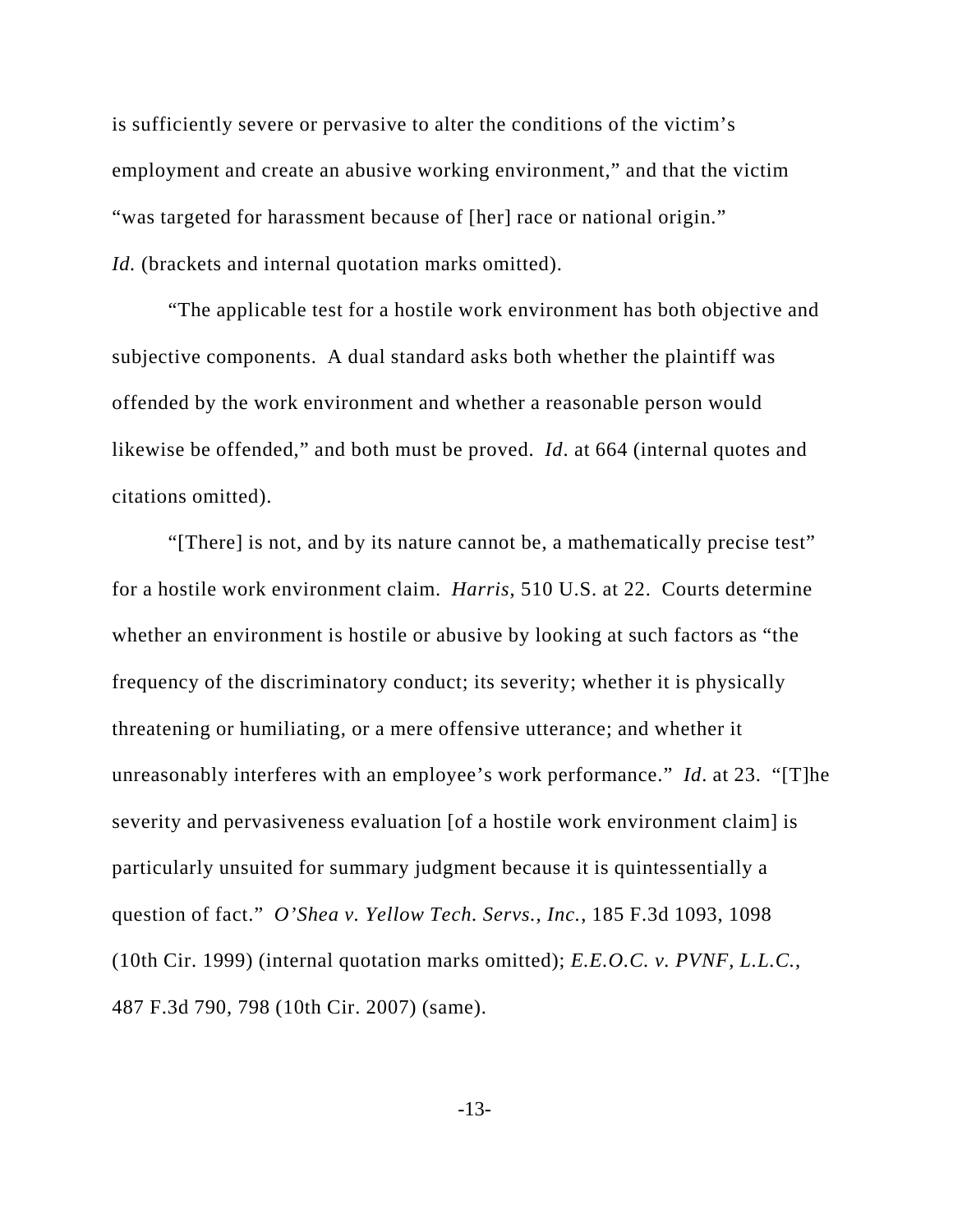is sufficiently severe or pervasive to alter the conditions of the victim's employment and create an abusive working environment," and that the victim "was targeted for harassment because of [her] race or national origin." *Id.* (brackets and internal quotation marks omitted).

"The applicable test for a hostile work environment has both objective and subjective components. A dual standard asks both whether the plaintiff was offended by the work environment and whether a reasonable person would likewise be offended," and both must be proved. *Id*. at 664 (internal quotes and citations omitted).

"[There] is not, and by its nature cannot be, a mathematically precise test" for a hostile work environment claim. *Harris*, 510 U.S. at 22. Courts determine whether an environment is hostile or abusive by looking at such factors as "the frequency of the discriminatory conduct; its severity; whether it is physically threatening or humiliating, or a mere offensive utterance; and whether it unreasonably interferes with an employee's work performance." *Id*. at 23. "[T]he severity and pervasiveness evaluation [of a hostile work environment claim] is particularly unsuited for summary judgment because it is quintessentially a question of fact." *O'Shea v. Yellow Tech. Servs., Inc.*, 185 F.3d 1093, 1098 (10th Cir. 1999) (internal quotation marks omitted); *E.E.O.C. v. PVNF, L.L.C.*, 487 F.3d 790, 798 (10th Cir. 2007) (same).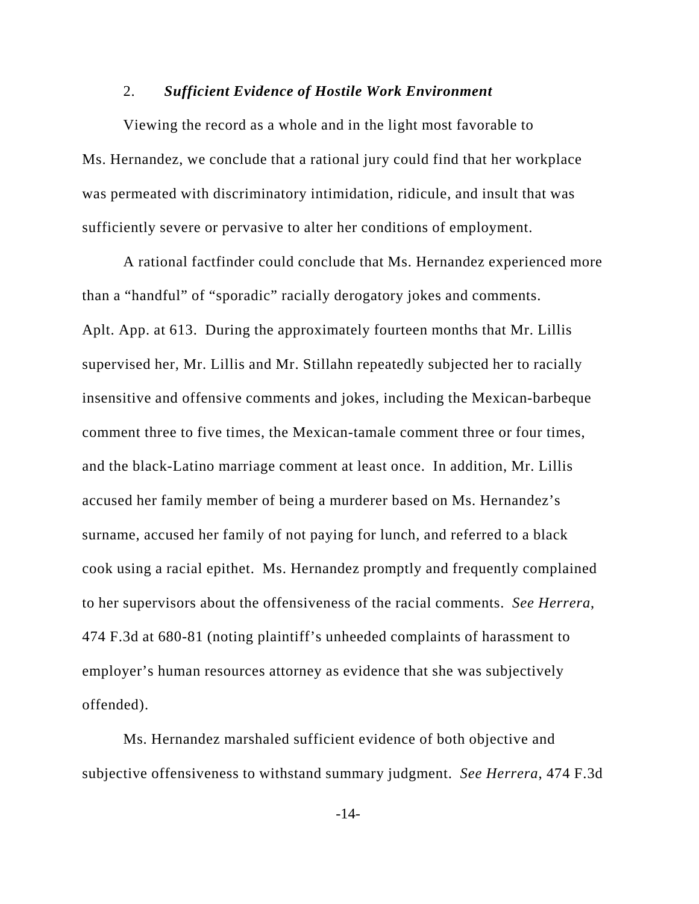### 2. ***Sufficient Evidence of Hostile Work Environment***

Viewing the record as a whole and in the light most favorable to Ms. Hernandez, we conclude that a rational jury could find that her workplace was permeated with discriminatory intimidation, ridicule, and insult that was sufficiently severe or pervasive to alter her conditions of employment.

A rational factfinder could conclude that Ms. Hernandez experienced more than a "handful" of "sporadic" racially derogatory jokes and comments. Aplt. App. at 613. During the approximately fourteen months that Mr. Lillis supervised her, Mr. Lillis and Mr. Stillahn repeatedly subjected her to racially insensitive and offensive comments and jokes, including the Mexican-barbeque comment three to five times, the Mexican-tamale comment three or four times, and the black-Latino marriage comment at least once. In addition, Mr. Lillis accused her family member of being a murderer based on Ms. Hernandez's surname, accused her family of not paying for lunch, and referred to a black cook using a racial epithet. Ms. Hernandez promptly and frequently complained to her supervisors about the offensiveness of the racial comments. *See Herrera*, 474 F.3d at 680-81 (noting plaintiff's unheeded complaints of harassment to employer's human resources attorney as evidence that she was subjectively offended).

Ms. Hernandez marshaled sufficient evidence of both objective and subjective offensiveness to withstand summary judgment. *See Herrera*, 474 F.3d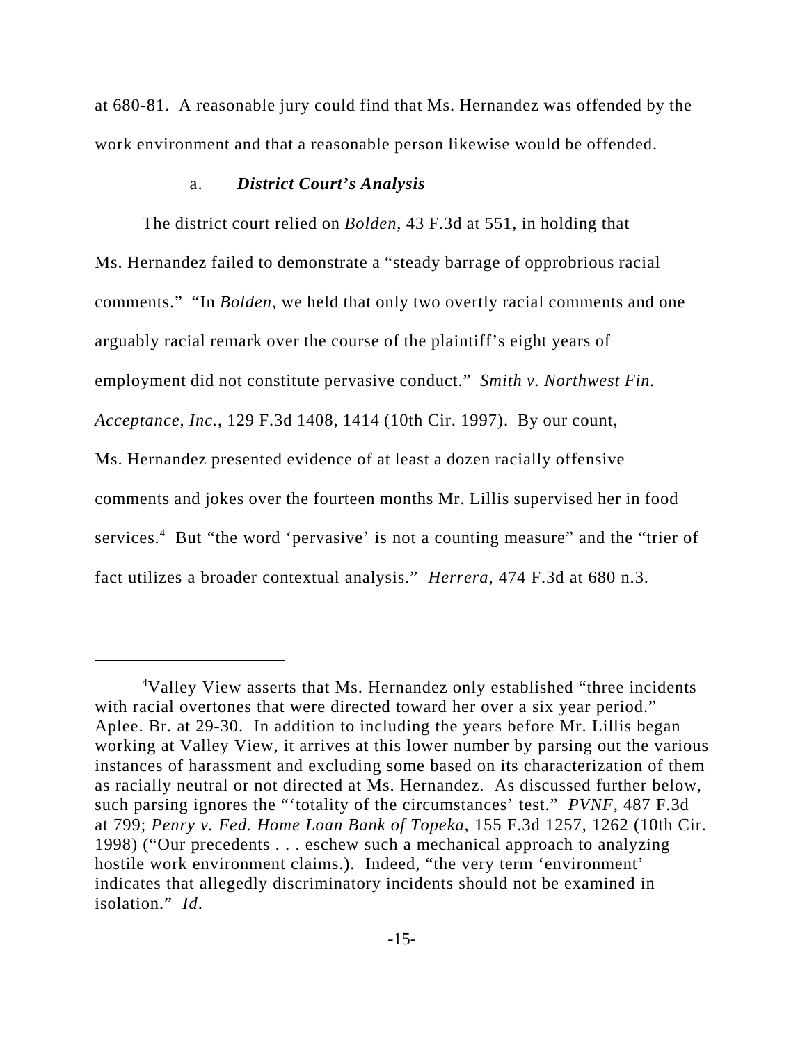at 680-81. A reasonable jury could find that Ms. Hernandez was offended by the work environment and that a reasonable person likewise would be offended.

a. ***District Court's Analysis***

The district court relied on *Bolden*, 43 F.3d at 551, in holding that Ms. Hernandez failed to demonstrate a "steady barrage of opprobrious racial comments." "In *Bolden*, we held that only two overtly racial comments and one arguably racial remark over the course of the plaintiff's eight years of employment did not constitute pervasive conduct." *Smith v. Northwest Fin. Acceptance, Inc.*, 129 F.3d 1408, 1414 (10th Cir. 1997). By our count, Ms. Hernandez presented evidence of at least a dozen racially offensive comments and jokes over the fourteen months Mr. Lillis supervised her in food services.[4] But "the word 'pervasive' is not a counting measure" and the "trier of fact utilizes a broader contextual analysis." *Herrera*, 474 F.3d at 680 n.3.

---

[4]Valley View asserts that Ms. Hernandez only established "three incidents with racial overtones that were directed toward her over a six year period." Aplee. Br. at 29-30. In addition to including the years before Mr. Lillis began working at Valley View, it arrives at this lower number by parsing out the various instances of harassment and excluding some based on its characterization of them as racially neutral or not directed at Ms. Hernandez. As discussed further below, such parsing ignores the "'totality of the circumstances' test." *PVNF*, 487 F.3d at 799; *Penry v. Fed. Home Loan Bank of Topeka*, 155 F.3d 1257, 1262 (10th Cir. 1998) ("Our precedents . . . eschew such a mechanical approach to analyzing hostile work environment claims.). Indeed, "the very term 'environment' indicates that allegedly discriminatory incidents should not be examined in isolation." *Id*.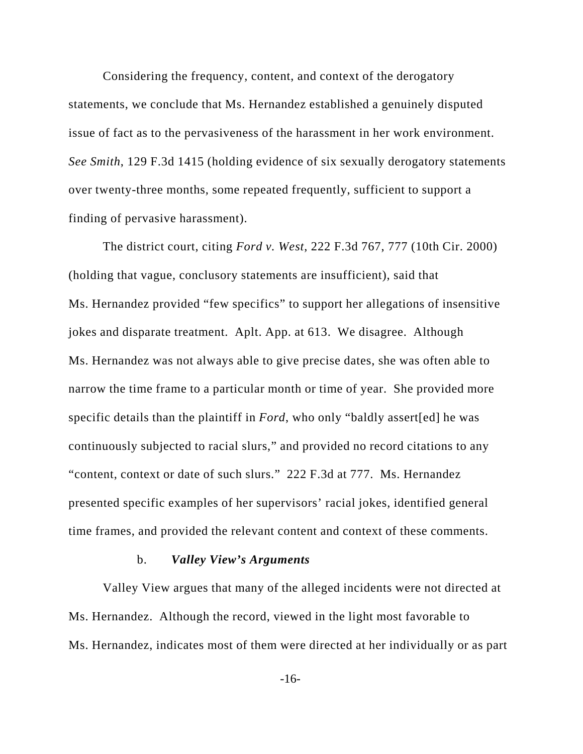Considering the frequency, content, and context of the derogatory statements, we conclude that Ms. Hernandez established a genuinely disputed issue of fact as to the pervasiveness of the harassment in her work environment. *See Smith*, 129 F.3d 1415 (holding evidence of six sexually derogatory statements over twenty-three months, some repeated frequently, sufficient to support a finding of pervasive harassment).

The district court, citing *Ford v. West*, 222 F.3d 767, 777 (10th Cir. 2000) (holding that vague, conclusory statements are insufficient), said that Ms. Hernandez provided "few specifics" to support her allegations of insensitive jokes and disparate treatment. Aplt. App. at 613. We disagree. Although Ms. Hernandez was not always able to give precise dates, she was often able to narrow the time frame to a particular month or time of year. She provided more specific details than the plaintiff in *Ford*, who only "baldly assert[ed] he was continuously subjected to racial slurs," and provided no record citations to any "content, context or date of such slurs." 222 F.3d at 777. Ms. Hernandez presented specific examples of her supervisors' racial jokes, identified general time frames, and provided the relevant content and context of these comments.

b. ***Valley View's Arguments***

Valley View argues that many of the alleged incidents were not directed at Ms. Hernandez. Although the record, viewed in the light most favorable to Ms. Hernandez, indicates most of them were directed at her individually or as part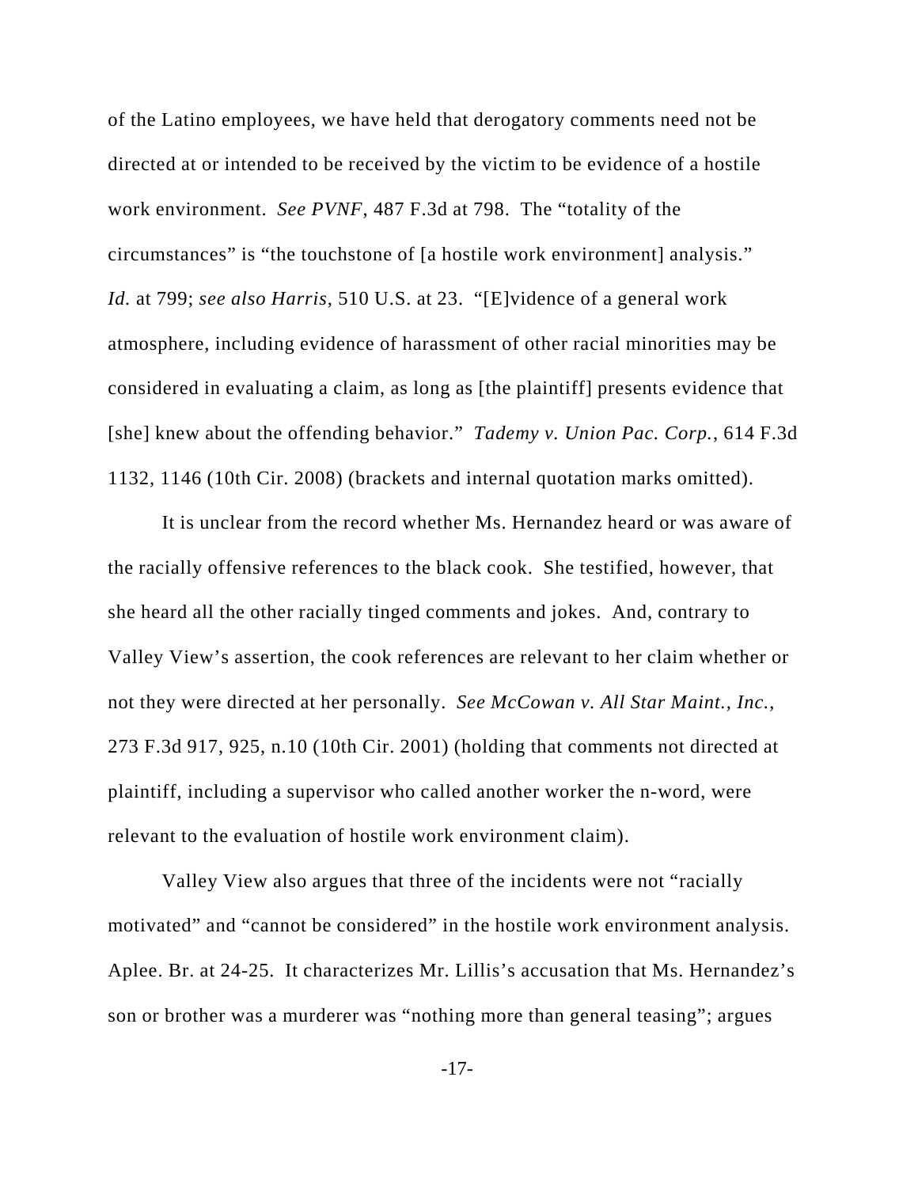of the Latino employees, we have held that derogatory comments need not be directed at or intended to be received by the victim to be evidence of a hostile work environment. *See PVNF*, 487 F.3d at 798. The "totality of the circumstances" is "the touchstone of [a hostile work environment] analysis." *Id.* at 799; *see also Harris*, 510 U.S. at 23. "[E]vidence of a general work atmosphere, including evidence of harassment of other racial minorities may be considered in evaluating a claim, as long as [the plaintiff] presents evidence that [she] knew about the offending behavior." *Tademy v. Union Pac. Corp.*, 614 F.3d 1132, 1146 (10th Cir. 2008) (brackets and internal quotation marks omitted).

It is unclear from the record whether Ms. Hernandez heard or was aware of the racially offensive references to the black cook. She testified, however, that she heard all the other racially tinged comments and jokes. And, contrary to Valley View's assertion, the cook references are relevant to her claim whether or not they were directed at her personally. *See McCowan v. All Star Maint., Inc.*, 273 F.3d 917, 925, n.10 (10th Cir. 2001) (holding that comments not directed at plaintiff, including a supervisor who called another worker the n-word, were relevant to the evaluation of hostile work environment claim).

Valley View also argues that three of the incidents were not "racially motivated" and "cannot be considered" in the hostile work environment analysis. Aplee. Br. at 24-25. It characterizes Mr. Lillis's accusation that Ms. Hernandez's son or brother was a murderer was "nothing more than general teasing"; argues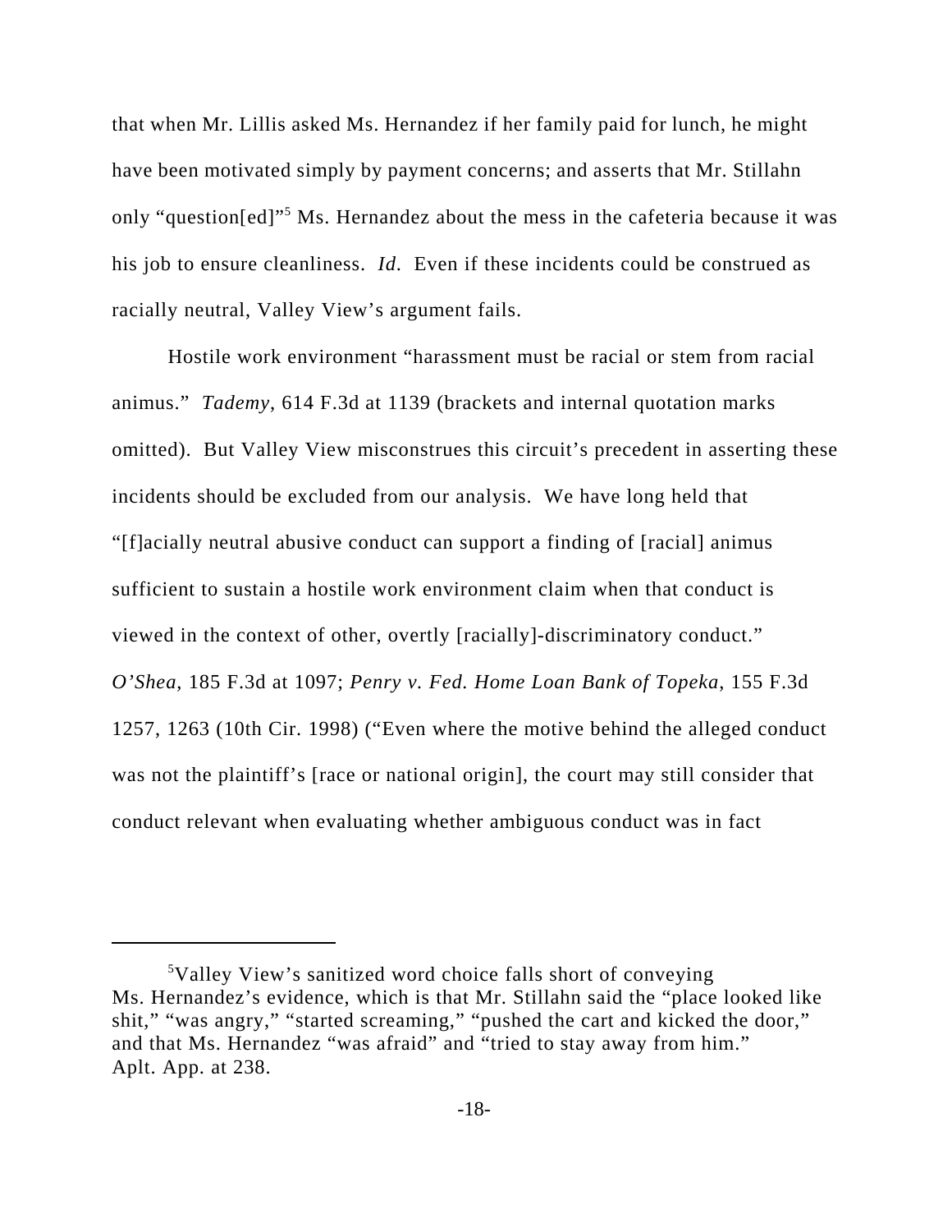that when Mr. Lillis asked Ms. Hernandez if her family paid for lunch, he might have been motivated simply by payment concerns; and asserts that Mr. Stillahn only "question[ed]"[5] Ms. Hernandez about the mess in the cafeteria because it was his job to ensure cleanliness. *Id.* Even if these incidents could be construed as racially neutral, Valley View's argument fails.

Hostile work environment "harassment must be racial or stem from racial animus." *Tademy*, 614 F.3d at 1139 (brackets and internal quotation marks omitted). But Valley View misconstrues this circuit's precedent in asserting these incidents should be excluded from our analysis. We have long held that "[f]acially neutral abusive conduct can support a finding of [racial] animus sufficient to sustain a hostile work environment claim when that conduct is viewed in the context of other, overtly [racially]-discriminatory conduct." *O'Shea*, 185 F.3d at 1097; *Penry v. Fed. Home Loan Bank of Topeka*, 155 F.3d 1257, 1263 (10th Cir. 1998) ("Even where the motive behind the alleged conduct was not the plaintiff's [race or national origin], the court may still consider that conduct relevant when evaluating whether ambiguous conduct was in fact

---

[5] Valley View's sanitized word choice falls short of conveying Ms. Hernandez's evidence, which is that Mr. Stillahn said the "place looked like shit," "was angry," "started screaming," "pushed the cart and kicked the door," and that Ms. Hernandez "was afraid" and "tried to stay away from him." Aplt. App. at 238.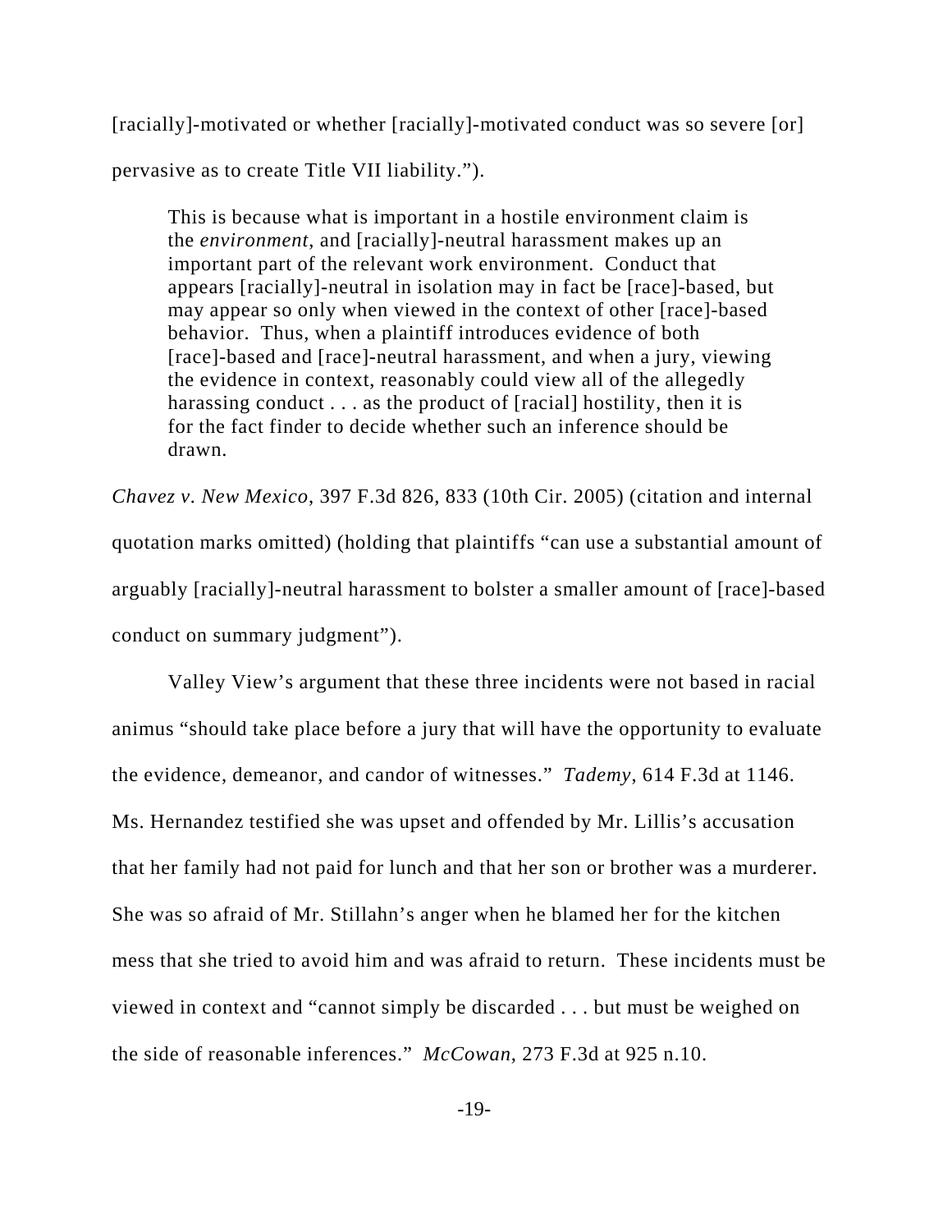[racially]-motivated or whether [racially]-motivated conduct was so severe [or] pervasive as to create Title VII liability.”).

> This is because what is important in a hostile environment claim is the *environment*, and [racially]-neutral harassment makes up an important part of the relevant work environment. Conduct that appears [racially]-neutral in isolation may in fact be [race]-based, but may appear so only when viewed in the context of other [race]-based behavior. Thus, when a plaintiff introduces evidence of both [race]-based and [race]-neutral harassment, and when a jury, viewing the evidence in context, reasonably could view all of the allegedly harassing conduct . . . as the product of [racial] hostility, then it is for the fact finder to decide whether such an inference should be drawn.

*Chavez v. New Mexico*, 397 F.3d 826, 833 (10th Cir. 2005) (citation and internal quotation marks omitted) (holding that plaintiffs “can use a substantial amount of arguably [racially]-neutral harassment to bolster a smaller amount of [race]-based conduct on summary judgment”).

Valley View’s argument that these three incidents were not based in racial animus “should take place before a jury that will have the opportunity to evaluate the evidence, demeanor, and candor of witnesses.” *Tademy*, 614 F.3d at 1146. Ms. Hernandez testified she was upset and offended by Mr. Lillis’s accusation that her family had not paid for lunch and that her son or brother was a murderer. She was so afraid of Mr. Stillahn’s anger when he blamed her for the kitchen mess that she tried to avoid him and was afraid to return. These incidents must be viewed in context and “cannot simply be discarded . . . but must be weighed on the side of reasonable inferences.” *McCowan*, 273 F.3d at 925 n.10.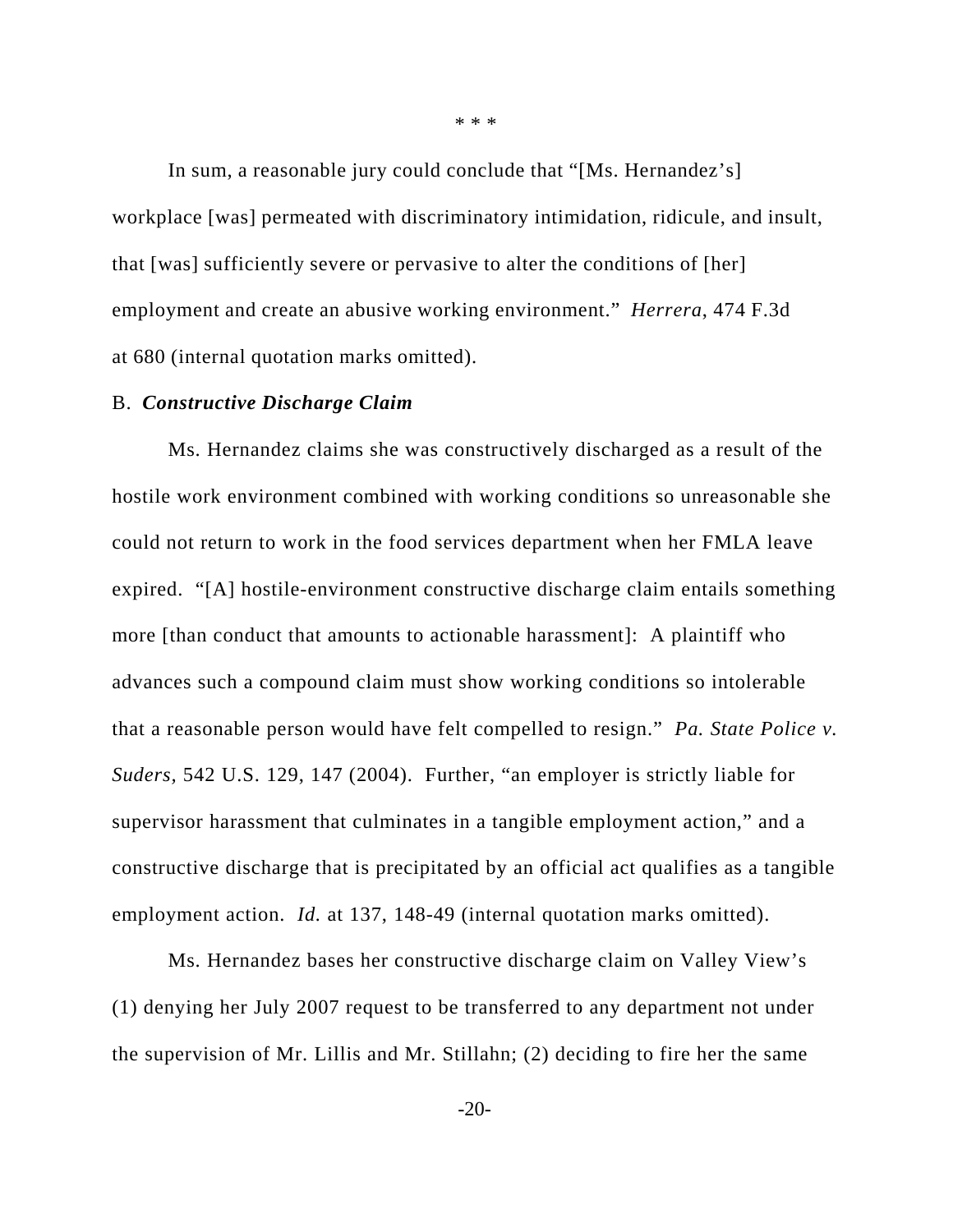\* \* \*

In sum, a reasonable jury could conclude that "[Ms. Hernandez's] workplace [was] permeated with discriminatory intimidation, ridicule, and insult, that [was] sufficiently severe or pervasive to alter the conditions of [her] employment and create an abusive working environment." *Herrera*, 474 F.3d at 680 (internal quotation marks omitted).

B. ***Constructive Discharge Claim***

Ms. Hernandez claims she was constructively discharged as a result of the hostile work environment combined with working conditions so unreasonable she could not return to work in the food services department when her FMLA leave expired. "[A] hostile-environment constructive discharge claim entails something more [than conduct that amounts to actionable harassment]: A plaintiff who advances such a compound claim must show working conditions so intolerable that a reasonable person would have felt compelled to resign." *Pa. State Police v. Suders*, 542 U.S. 129, 147 (2004). Further, "an employer is strictly liable for supervisor harassment that culminates in a tangible employment action," and a constructive discharge that is precipitated by an official act qualifies as a tangible employment action. *Id.* at 137, 148-49 (internal quotation marks omitted).

Ms. Hernandez bases her constructive discharge claim on Valley View's (1) denying her July 2007 request to be transferred to any department not under the supervision of Mr. Lillis and Mr. Stillahn; (2) deciding to fire her the same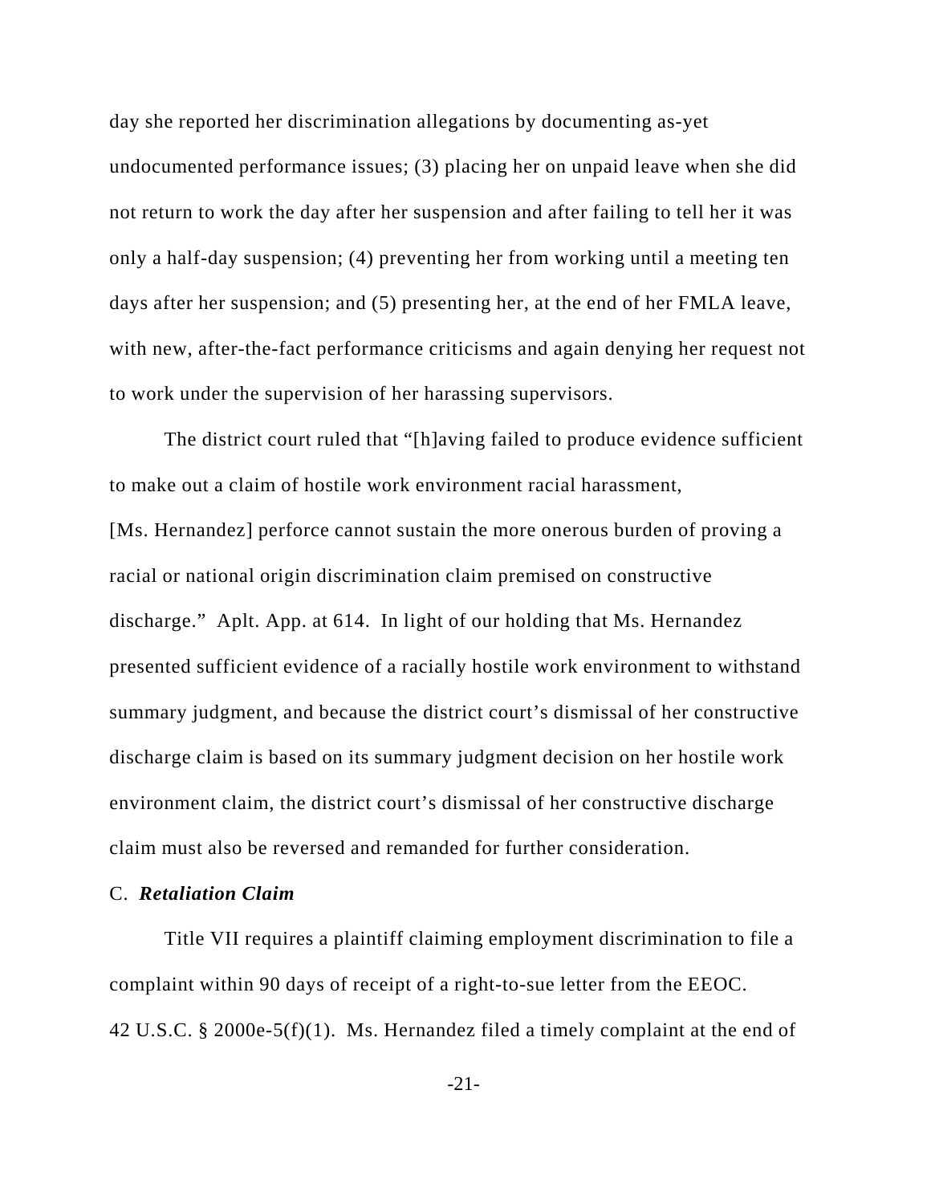day she reported her discrimination allegations by documenting as-yet undocumented performance issues; (3) placing her on unpaid leave when she did not return to work the day after her suspension and after failing to tell her it was only a half-day suspension; (4) preventing her from working until a meeting ten days after her suspension; and (5) presenting her, at the end of her FMLA leave, with new, after-the-fact performance criticisms and again denying her request not to work under the supervision of her harassing supervisors.

The district court ruled that "[h]aving failed to produce evidence sufficient to make out a claim of hostile work environment racial harassment, [Ms. Hernandez] perforce cannot sustain the more onerous burden of proving a racial or national origin discrimination claim premised on constructive discharge." Aplt. App. at 614. In light of our holding that Ms. Hernandez presented sufficient evidence of a racially hostile work environment to withstand summary judgment, and because the district court's dismissal of her constructive discharge claim is based on its summary judgment decision on her hostile work environment claim, the district court's dismissal of her constructive discharge claim must also be reversed and remanded for further consideration.

C. ***Retaliation Claim***

Title VII requires a plaintiff claiming employment discrimination to file a complaint within 90 days of receipt of a right-to-sue letter from the EEOC. 42 U.S.C. § 2000e-5(f)(1). Ms. Hernandez filed a timely complaint at the end of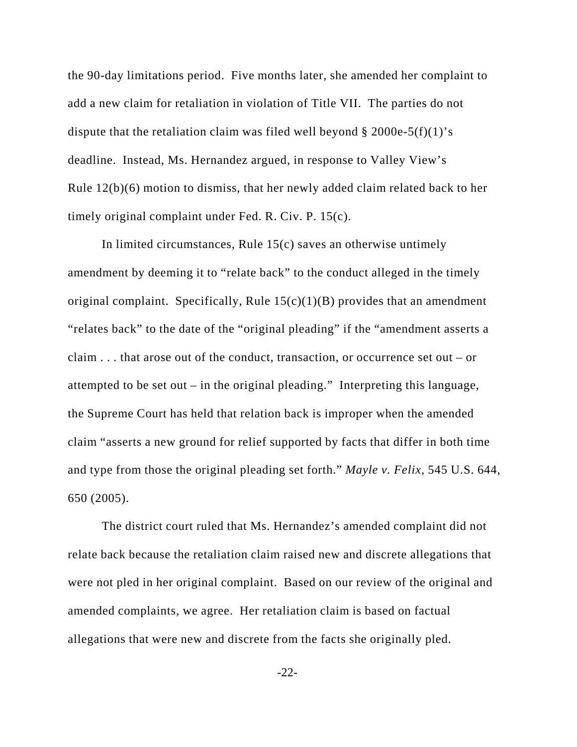the 90-day limitations period. Five months later, she amended her complaint to add a new claim for retaliation in violation of Title VII. The parties do not dispute that the retaliation claim was filed well beyond § 2000e-5(f)(1)'s deadline. Instead, Ms. Hernandez argued, in response to Valley View's Rule 12(b)(6) motion to dismiss, that her newly added claim related back to her timely original complaint under Fed. R. Civ. P. 15(c).

In limited circumstances, Rule 15(c) saves an otherwise untimely amendment by deeming it to "relate back" to the conduct alleged in the timely original complaint. Specifically, Rule 15(c)(1)(B) provides that an amendment "relates back" to the date of the "original pleading" if the "amendment asserts a claim . . . that arose out of the conduct, transaction, or occurrence set out – or attempted to be set out – in the original pleading." Interpreting this language, the Supreme Court has held that relation back is improper when the amended claim "asserts a new ground for relief supported by facts that differ in both time and type from those the original pleading set forth." *Mayle v. Felix*, 545 U.S. 644, 650 (2005).

The district court ruled that Ms. Hernandez's amended complaint did not relate back because the retaliation claim raised new and discrete allegations that were not pled in her original complaint. Based on our review of the original and amended complaints, we agree. Her retaliation claim is based on factual allegations that were new and discrete from the facts she originally pled.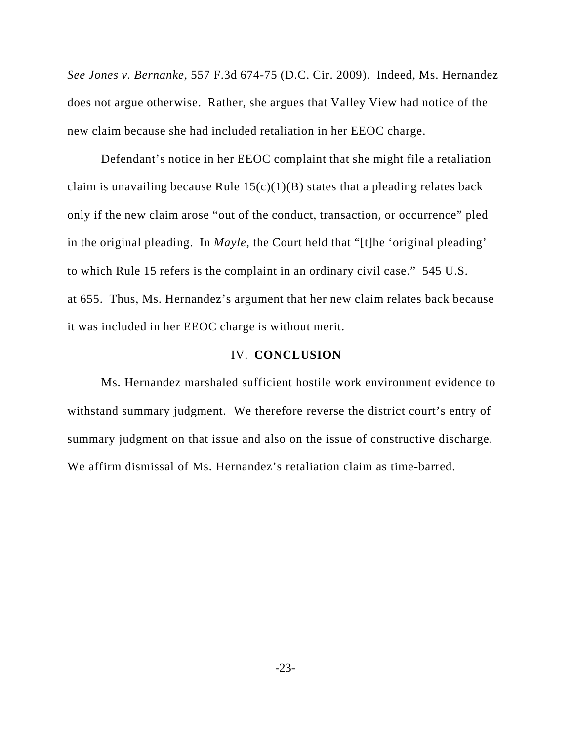*See Jones v. Bernanke*, 557 F.3d 674-75 (D.C. Cir. 2009). Indeed, Ms. Hernandez does not argue otherwise. Rather, she argues that Valley View had notice of the new claim because she had included retaliation in her EEOC charge.

Defendant's notice in her EEOC complaint that she might file a retaliation claim is unavailing because Rule 15(c)(1)(B) states that a pleading relates back only if the new claim arose "out of the conduct, transaction, or occurrence" pled in the original pleading. In *Mayle*, the Court held that "[t]he 'original pleading' to which Rule 15 refers is the complaint in an ordinary civil case." 545 U.S. at 655. Thus, Ms. Hernandez's argument that her new claim relates back because it was included in her EEOC charge is without merit.

## IV. **CONCLUSION**

Ms. Hernandez marshaled sufficient hostile work environment evidence to withstand summary judgment. We therefore reverse the district court's entry of summary judgment on that issue and also on the issue of constructive discharge. We affirm dismissal of Ms. Hernandez's retaliation claim as time-barred.